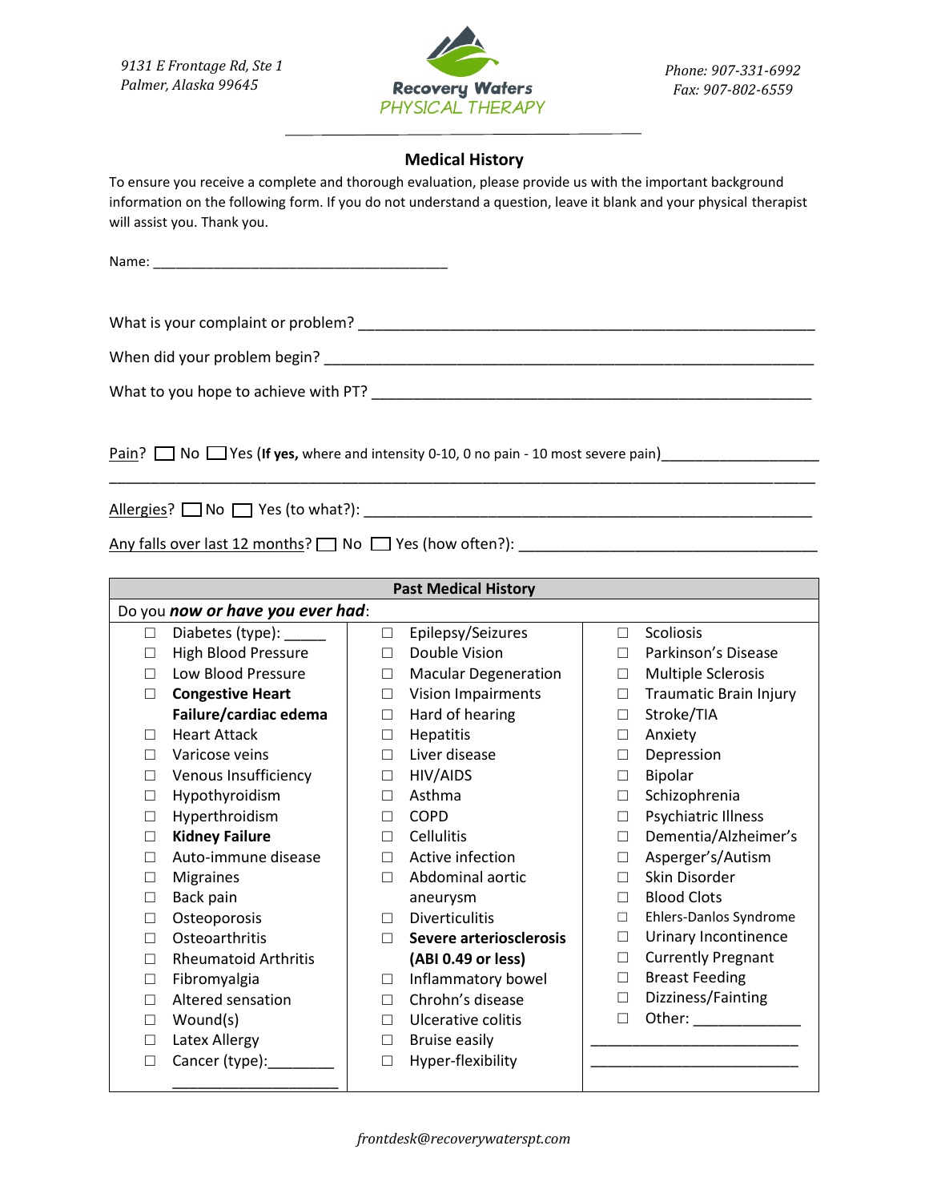9131 E Frontage Rd, Ste 1
Palmer, Alaska 99645

Recovery Waters
PHYSICAL THERAPY

Phone: 907-331-6992
Fax: 907-802-6559

## Medical History

To ensure you receive a complete and thorough evaluation, please provide us with the important background information on the following form. If you do not understand a question, leave it blank and your physical therapist will assist you. Thank you.

Name: ________________________________________

What is your complaint or problem? ____________________________________________________________

When did your problem begin? ________________________________________________________________

What to you hope to achieve with PT? __________________________________________________________

Pain? ☐ No ☐ Yes (**If yes,** where and intensity 0-10, 0 no pain - 10 most severe pain)____________________
_____________________________________________________________________________________

Allergies? ☐ No ☐ Yes (to what?): ____________________________________________________________

Any falls over last 12 months? ☐ No ☐ Yes (how often?): _____________________________________

| Past Medical History | | |
|---|---|---|
| Do you ***now or have you ever had***: | | |
| ☐ Diabetes (type): _____ | ☐ Epilepsy/Seizures | ☐ Scoliosis |
| ☐ High Blood Pressure | ☐ Double Vision | ☐ Parkinson's Disease |
| ☐ Low Blood Pressure | ☐ Macular Degeneration | ☐ Multiple Sclerosis |
| ☐ **Congestive Heart Failure/cardiac edema** | ☐ Vision Impairments | ☐ Traumatic Brain Injury |
| | ☐ Hard of hearing | ☐ Stroke/TIA |
| ☐ Heart Attack | ☐ Hepatitis | ☐ Anxiety |
| ☐ Varicose veins | ☐ Liver disease | ☐ Depression |
| ☐ Venous Insufficiency | ☐ HIV/AIDS | ☐ Bipolar |
| ☐ Hypothyroidism | ☐ Asthma | ☐ Schizophrenia |
| ☐ Hyperthroidism | ☐ COPD | ☐ Psychiatric Illness |
| ☐ **Kidney Failure** | ☐ Cellulitis | ☐ Dementia/Alzheimer's |
| ☐ Auto-immune disease | ☐ Active infection | ☐ Asperger's/Autism |
| ☐ Migraines | ☐ Abdominal aortic aneurysm | ☐ Skin Disorder |
| ☐ Back pain | | ☐ Blood Clots |
| ☐ Osteoporosis | ☐ Diverticulitis | ☐ Ehlers-Danlos Syndrome |
| ☐ Osteoarthritis | ☐ **Severe arteriosclerosis (ABI 0.49 or less)** | ☐ Urinary Incontinence |
| ☐ Rheumatoid Arthritis | | ☐ Currently Pregnant |
| ☐ Fibromyalgia | ☐ Inflammatory bowel | ☐ Breast Feeding |
| ☐ Altered sensation | ☐ Chrohn's disease | ☐ Dizziness/Fainting |
| ☐ Wound(s) | ☐ Ulcerative colitis | ☐ Other: _____________ |
| ☐ Latex Allergy | ☐ Bruise easily | __________________________ |
| ☐ Cancer (type):________ ____________________ | ☐ Hyper-flexibility | __________________________ |

frontdesk@recoverywaterspt.com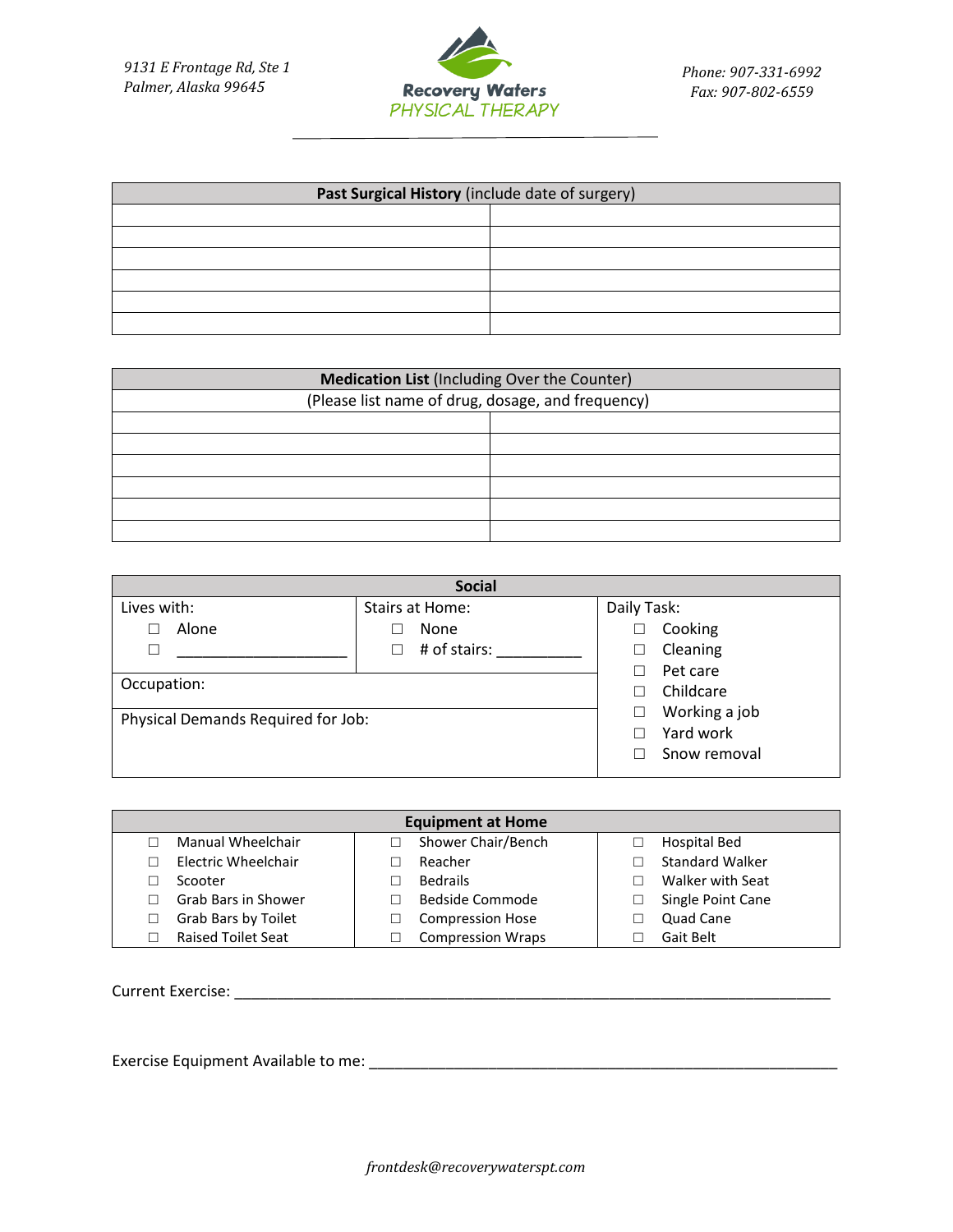9131 E Frontage Rd, Ste 1
Palmer, Alaska 99645

Recovery Waters
PHYSICAL THERAPY

Phone: 907-331-6992
Fax: 907-802-6559

| **Past Surgical History** (include date of surgery) | |
|---|---|
| | |
| | |
| | |
| | |
| | |
| | |

| **Medication List** (Including Over the Counter) | |
|---|---|
| (Please list name of drug, dosage, and frequency) | |
| | |
| | |
| | |
| | |
| | |
| | |

| **Social** | | |
|---|---|---|
| Lives with: ☐ Alone ☐ ____________________ | Stairs at Home: ☐ None ☐ # of stairs: __________ | Daily Task: ☐ Cooking ☐ Cleaning ☐ Pet care ☐ Childcare ☐ Working a job ☐ Yard work ☐ Snow removal |
| Occupation: | | |
| Physical Demands Required for Job: | | |

| **Equipment at Home** | | |
|---|---|---|
| ☐ Manual Wheelchair | ☐ Shower Chair/Bench | ☐ Hospital Bed |
| ☐ Electric Wheelchair | ☐ Reacher | ☐ Standard Walker |
| ☐ Scooter | ☐ Bedrails | ☐ Walker with Seat |
| ☐ Grab Bars in Shower | ☐ Bedside Commode | ☐ Single Point Cane |
| ☐ Grab Bars by Toilet | ☐ Compression Hose | ☐ Quad Cane |
| ☐ Raised Toilet Seat | ☐ Compression Wraps | ☐ Gait Belt |

Current Exercise: ___________________________________________________________________________

Exercise Equipment Available to me: ___________________________________________________________

*frontdesk@recoverywaterspt.com*